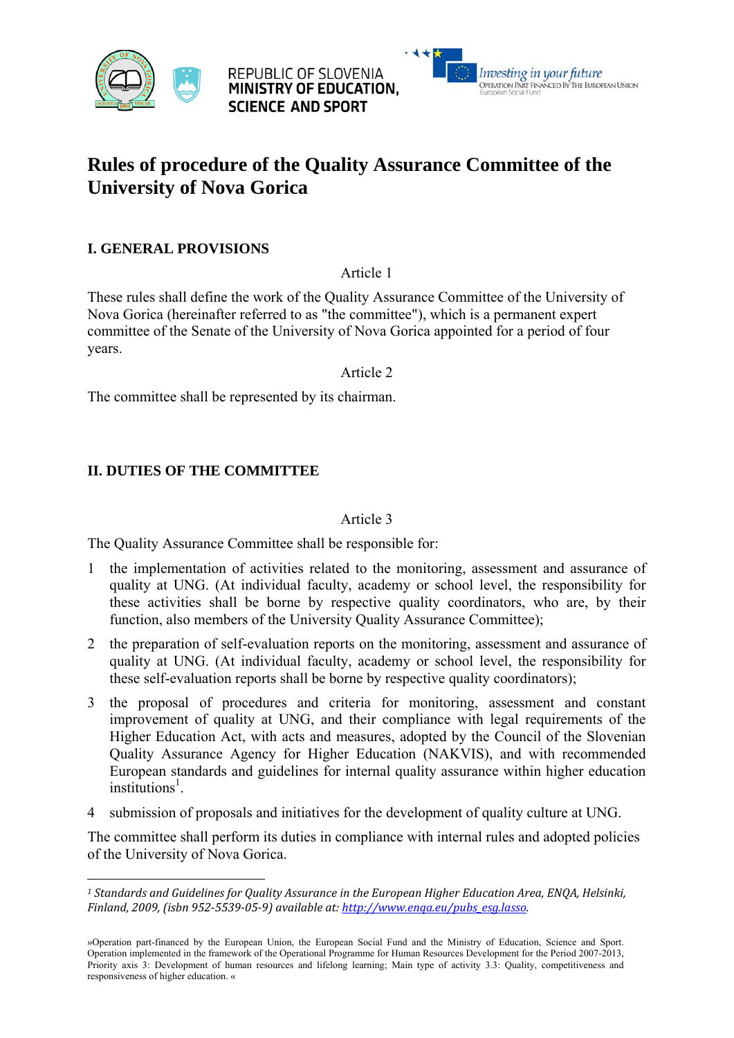REPUBLIC OF SLOVENIA
**MINISTRY OF EDUCATION, SCIENCE AND SPORT**

*Investing in your future*
OPERATION PART FINANCED BY THE EUROPEAN UNION
European Social Fund

# Rules of procedure of the Quality Assurance Committee of the University of Nova Gorica

## I. GENERAL PROVISIONS

Article 1

These rules shall define the work of the Quality Assurance Committee of the University of Nova Gorica (hereinafter referred to as "the committee"), which is a permanent expert committee of the Senate of the University of Nova Gorica appointed for a period of four years.

Article 2

The committee shall be represented by its chairman.

## II. DUTIES OF THE COMMITTEE

Article 3

The Quality Assurance Committee shall be responsible for:

1. the implementation of activities related to the monitoring, assessment and assurance of quality at UNG. (At individual faculty, academy or school level, the responsibility for these activities shall be borne by respective quality coordinators, who are, by their function, also members of the University Quality Assurance Committee);
2. the preparation of self-evaluation reports on the monitoring, assessment and assurance of quality at UNG. (At individual faculty, academy or school level, the responsibility for these self-evaluation reports shall be borne by respective quality coordinators);
3. the proposal of procedures and criteria for monitoring, assessment and constant improvement of quality at UNG, and their compliance with legal requirements of the Higher Education Act, with acts and measures, adopted by the Council of the Slovenian Quality Assurance Agency for Higher Education (NAKVIS), and with recommended European standards and guidelines for internal quality assurance within higher education institutions[1].
4. submission of proposals and initiatives for the development of quality culture at UNG.

The committee shall perform its duties in compliance with internal rules and adopted policies of the University of Nova Gorica.

---

[1] *Standards and Guidelines for Quality Assurance in the European Higher Education Area, ENQA, Helsinki, Finland, 2009, (isbn 952-5539-05-9) available at: http://www.enqa.eu/pubs_esg.lasso.*

»Operation part-financed by the European Union, the European Social Fund and the Ministry of Education, Science and Sport. Operation implemented in the framework of the Operational Programme for Human Resources Development for the Period 2007-2013, Priority axis 3: Development of human resources and lifelong learning; Main type of activity 3.3: Quality, competitiveness and responsiveness of higher education. «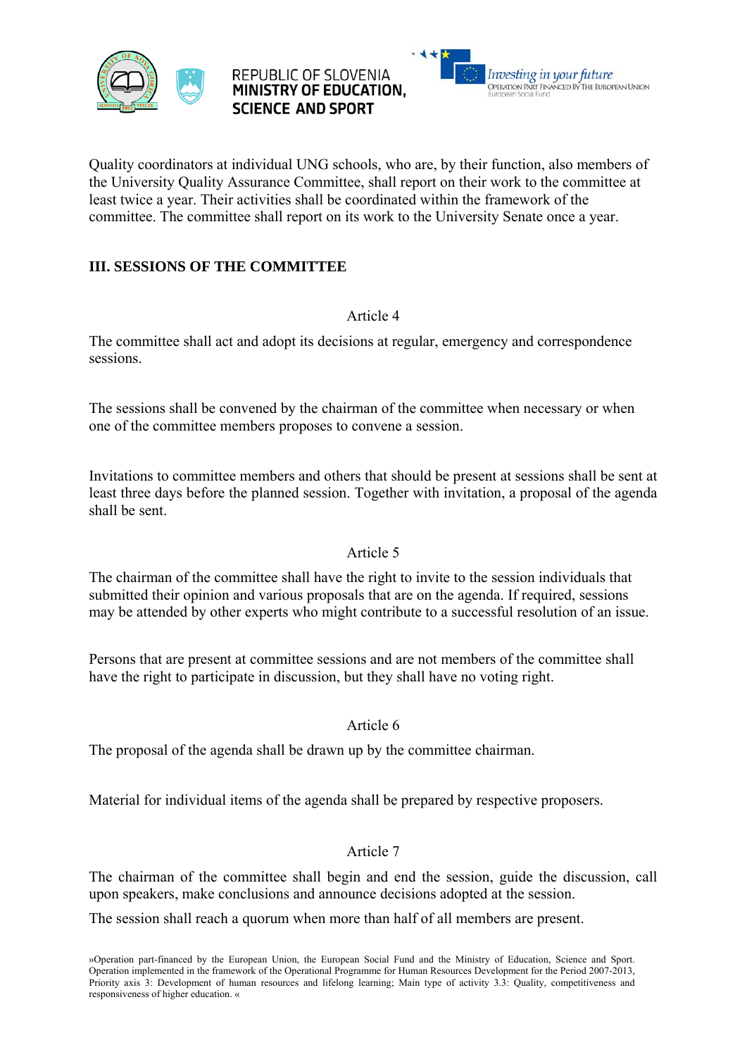Quality coordinators at individual UNG schools, who are, by their function, also members of the University Quality Assurance Committee, shall report on their work to the committee at least twice a year. Their activities shall be coordinated within the framework of the committee. The committee shall report on its work to the University Senate once a year.

## III. SESSIONS OF THE COMMITTEE

### Article 4

The committee shall act and adopt its decisions at regular, emergency and correspondence sessions.

The sessions shall be convened by the chairman of the committee when necessary or when one of the committee members proposes to convene a session.

Invitations to committee members and others that should be present at sessions shall be sent at least three days before the planned session. Together with invitation, a proposal of the agenda shall be sent.

### Article 5

The chairman of the committee shall have the right to invite to the session individuals that submitted their opinion and various proposals that are on the agenda. If required, sessions may be attended by other experts who might contribute to a successful resolution of an issue.

Persons that are present at committee sessions and are not members of the committee shall have the right to participate in discussion, but they shall have no voting right.

### Article 6

The proposal of the agenda shall be drawn up by the committee chairman.

Material for individual items of the agenda shall be prepared by respective proposers.

### Article 7

The chairman of the committee shall begin and end the session, guide the discussion, call upon speakers, make conclusions and announce decisions adopted at the session.

The session shall reach a quorum when more than half of all members are present.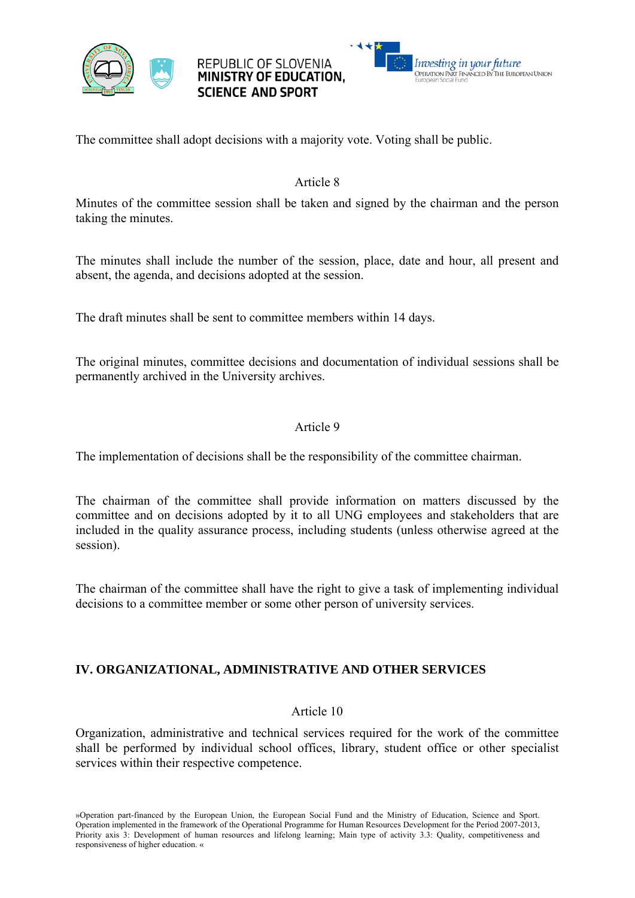The committee shall adopt decisions with a majority vote. Voting shall be public.

Article 8

Minutes of the committee session shall be taken and signed by the chairman and the person taking the minutes.

The minutes shall include the number of the session, place, date and hour, all present and absent, the agenda, and decisions adopted at the session.

The draft minutes shall be sent to committee members within 14 days.

The original minutes, committee decisions and documentation of individual sessions shall be permanently archived in the University archives.

Article 9

The implementation of decisions shall be the responsibility of the committee chairman.

The chairman of the committee shall provide information on matters discussed by the committee and on decisions adopted by it to all UNG employees and stakeholders that are included in the quality assurance process, including students (unless otherwise agreed at the session).

The chairman of the committee shall have the right to give a task of implementing individual decisions to a committee member or some other person of university services.

## IV. ORGANIZATIONAL, ADMINISTRATIVE AND OTHER SERVICES

Article 10

Organization, administrative and technical services required for the work of the committee shall be performed by individual school offices, library, student office or other specialist services within their respective competence.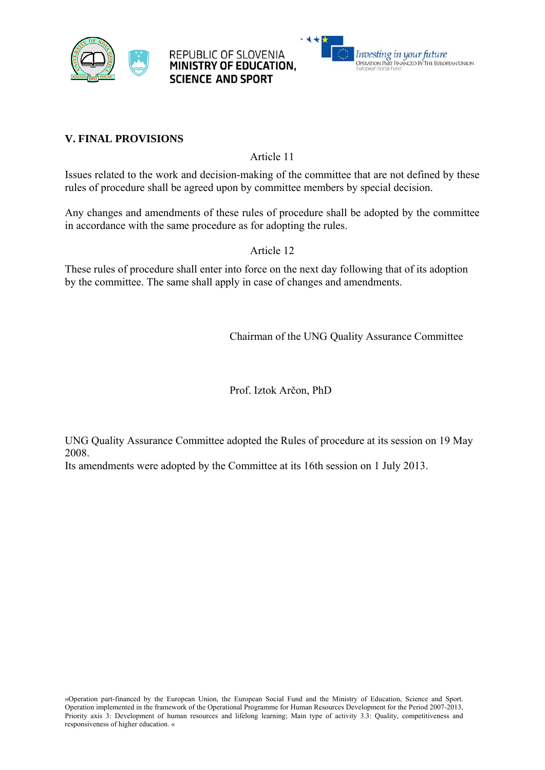## V. FINAL PROVISIONS

Article 11

Issues related to the work and decision-making of the committee that are not defined by these rules of procedure shall be agreed upon by committee members by special decision.

Any changes and amendments of these rules of procedure shall be adopted by the committee in accordance with the same procedure as for adopting the rules.

Article 12

These rules of procedure shall enter into force on the next day following that of its adoption by the committee. The same shall apply in case of changes and amendments.

Chairman of the UNG Quality Assurance Committee

Prof. Iztok Arčon, PhD

UNG Quality Assurance Committee adopted the Rules of procedure at its session on 19 May 2008.
Its amendments were adopted by the Committee at its 16th session on 1 July 2013.

»Operation part-financed by the European Union, the European Social Fund and the Ministry of Education, Science and Sport. Operation implemented in the framework of the Operational Programme for Human Resources Development for the Period 2007-2013, Priority axis 3: Development of human resources and lifelong learning; Main type of activity 3.3: Quality, competitiveness and responsiveness of higher education. «